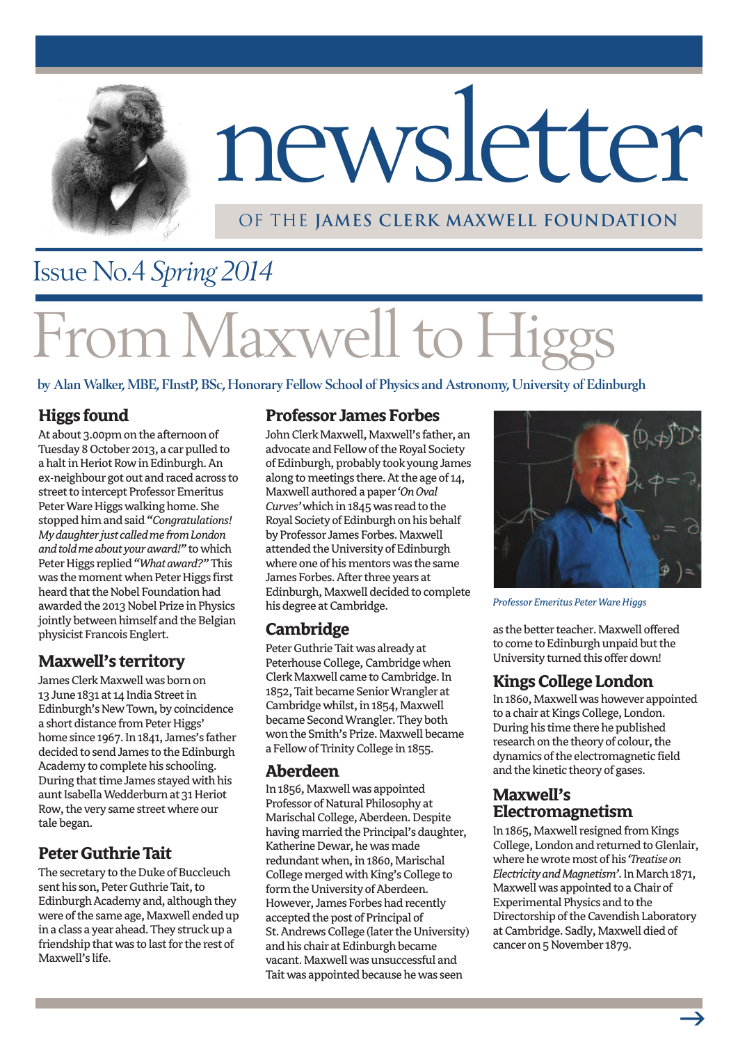# newsletter

OF THE **JAMES CLERK MAXWELL FOUNDATION**

Issue No.4 *Spring 2014*

# From Maxwell to Higgs

**by Alan Walker, MBE, FInstP, BSc, Honorary Fellow School of Physics and Astronomy, University of Edinburgh**

## Higgs found

At about 3.00pm on the afternoon of Tuesday 8 October 2013, a car pulled to a halt in Heriot Row in Edinburgh. An ex-neighbour got out and raced across to street to intercept Professor Emeritus Peter Ware Higgs walking home. She stopped him and said *"Congratulations! My daughter just called me from London and told me about your award!"* to which Peter Higgs replied *"What award?"* This was the moment when Peter Higgs first heard that the Nobel Foundation had awarded the 2013 Nobel Prize in Physics jointly between himself and the Belgian physicist Francois Englert.

## Maxwell's territory

James Clerk Maxwell was born on 13 June 1831 at 14 India Street in Edinburgh's New Town, by coincidence a short distance from Peter Higgs' home since 1967. In 1841, James's father decided to send James to the Edinburgh Academy to complete his schooling. During that time James stayed with his aunt Isabella Wedderburn at 31 Heriot Row, the very same street where our tale began.

## Peter Guthrie Tait

The secretary to the Duke of Buccleuch sent his son, Peter Guthrie Tait, to Edinburgh Academy and, although they were of the same age, Maxwell ended up in a class a year ahead. They struck up a friendship that was to last for the rest of Maxwell's life.

## Professor James Forbes

John Clerk Maxwell, Maxwell's father, an advocate and Fellow of the Royal Society of Edinburgh, probably took young James along to meetings there. At the age of 14, Maxwell authored a paper *'On Oval Curves'* which in 1845 was read to the Royal Society of Edinburgh on his behalf by Professor James Forbes. Maxwell attended the University of Edinburgh where one of his mentors was the same James Forbes. After three years at Edinburgh, Maxwell decided to complete his degree at Cambridge.

## Cambridge

Peter Guthrie Tait was already at Peterhouse College, Cambridge when Clerk Maxwell came to Cambridge. In 1852, Tait became Senior Wrangler at Cambridge whilst, in 1854, Maxwell became Second Wrangler. They both won the Smith's Prize. Maxwell became a Fellow of Trinity College in 1855.

## Aberdeen

In 1856, Maxwell was appointed Professor of Natural Philosophy at Marischal College, Aberdeen. Despite having married the Principal's daughter, Katherine Dewar, he was made redundant when, in 1860, Marischal College merged with King's College to form the University of Aberdeen. However, James Forbes had recently accepted the post of Principal of St. Andrews College (later the University) and his chair at Edinburgh became vacant. Maxwell was unsuccessful and Tait was appointed because he was seen as the better teacher. Maxwell offered to come to Edinburgh unpaid but the University turned this offer down!

*Professor Emeritus Peter Ware Higgs*

## Kings College London

In 1860, Maxwell was however appointed to a chair at Kings College, London. During his time there he published research on the theory of colour, the dynamics of the electromagnetic field and the kinetic theory of gases.

## Maxwell's Electromagnetism

In 1865, Maxwell resigned from Kings College, London and returned to Glenlair, where he wrote most of his *'Treatise on Electricity and Magnetism'*. In March 1871, Maxwell was appointed to a Chair of Experimental Physics and to the Directorship of the Cavendish Laboratory at Cambridge. Sadly, Maxwell died of cancer on 5 November 1879.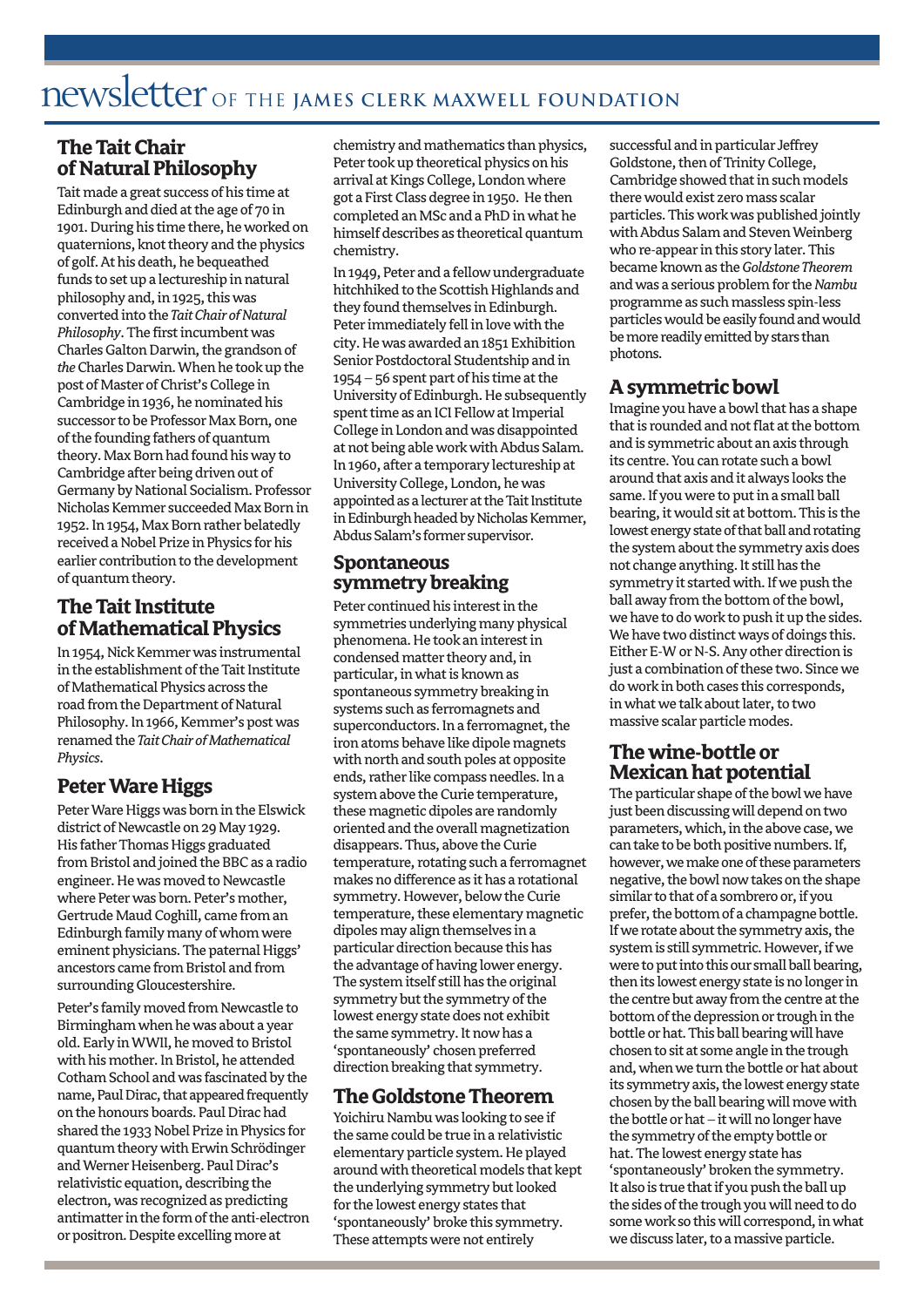## The Tait Chair of Natural Philosophy

Tait made a great success of his time at Edinburgh and died at the age of 70 in 1901. During his time there, he worked on quaternions, knot theory and the physics of golf. At his death, he bequeathed funds to set up a lectureship in natural philosophy and, in 1925, this was converted into the *Tait Chair of Natural Philosophy*. The first incumbent was Charles Galton Darwin, the grandson of *the* Charles Darwin. When he took up the post of Master of Christ's College in Cambridge in 1936, he nominated his successor to be Professor Max Born, one of the founding fathers of quantum theory. Max Born had found his way to Cambridge after being driven out of Germany by National Socialism. Professor Nicholas Kemmer succeeded Max Born in 1952. In 1954, Max Born rather belatedly received a Nobel Prize in Physics for his earlier contribution to the development of quantum theory.

## The Tait Institute of Mathematical Physics

In 1954, Nick Kemmer was instrumental in the establishment of the Tait Institute of Mathematical Physics across the road from the Department of Natural Philosophy. In 1966, Kemmer's post was renamed the *Tait Chair of Mathematical Physics*.

## Peter Ware Higgs

Peter Ware Higgs was born in the Elswick district of Newcastle on 29 May 1929. His father Thomas Higgs graduated from Bristol and joined the BBC as a radio engineer. He was moved to Newcastle where Peter was born. Peter's mother, Gertrude Maud Coghill, came from an Edinburgh family many of whom were eminent physicians. The paternal Higgs' ancestors came from Bristol and from surrounding Gloucestershire.

Peter's family moved from Newcastle to Birmingham when he was about a year old. Early in WWII, he moved to Bristol with his mother. In Bristol, he attended Cotham School and was fascinated by the name, Paul Dirac, that appeared frequently on the honours boards. Paul Dirac had shared the 1933 Nobel Prize in Physics for quantum theory with Erwin Schrödinger and Werner Heisenberg. Paul Dirac's relativistic equation, describing the electron, was recognized as predicting antimatter in the form of the anti-electron or positron. Despite excelling more at chemistry and mathematics than physics, Peter took up theoretical physics on his arrival at Kings College, London where got a First Class degree in 1950. He then completed an MSc and a PhD in what he himself describes as theoretical quantum chemistry.

In 1949, Peter and a fellow undergraduate hitchhiked to the Scottish Highlands and they found themselves in Edinburgh. Peter immediately fell in love with the city. He was awarded an 1851 Exhibition Senior Postdoctoral Studentship and in 1954 – 56 spent part of his time at the University of Edinburgh. He subsequently spent time as an ICI Fellow at Imperial College in London and was disappointed at not being able work with Abdus Salam. In 1960, after a temporary lectureship at University College, London, he was appointed as a lecturer at the Tait Institute in Edinburgh headed by Nicholas Kemmer, Abdus Salam's former supervisor.

## Spontaneous symmetry breaking

Peter continued his interest in the symmetries underlying many physical phenomena. He took an interest in condensed matter theory and, in particular, in what is known as spontaneous symmetry breaking in systems such as ferromagnets and superconductors. In a ferromagnet, the iron atoms behave like dipole magnets with north and south poles at opposite ends, rather like compass needles. In a system above the Curie temperature, these magnetic dipoles are randomly oriented and the overall magnetization disappears. Thus, above the Curie temperature, rotating such a ferromagnet makes no difference as it has a rotational symmetry. However, below the Curie temperature, these elementary magnetic dipoles may align themselves in a particular direction because this has the advantage of having lower energy. The system itself still has the original symmetry but the symmetry of the lowest energy state does not exhibit the same symmetry. It now has a 'spontaneously' chosen preferred direction breaking that symmetry.

## The Goldstone Theorem

Yoichiru Nambu was looking to see if the same could be true in a relativistic elementary particle system. He played around with theoretical models that kept the underlying symmetry but looked for the lowest energy states that 'spontaneously' broke this symmetry. These attempts were not entirely successful and in particular Jeffrey Goldstone, then of Trinity College, Cambridge showed that in such models there would exist zero mass scalar particles. This work was published jointly with Abdus Salam and Steven Weinberg who re-appear in this story later. This became known as the *Goldstone Theorem* and was a serious problem for the *Nambu* programme as such massless spin-less particles would be easily found and would be more readily emitted by stars than photons.

## A symmetric bowl

Imagine you have a bowl that has a shape that is rounded and not flat at the bottom and is symmetric about an axis through its centre. You can rotate such a bowl around that axis and it always looks the same. If you were to put in a small ball bearing, it would sit at bottom. This is the lowest energy state of that ball and rotating the system about the symmetry axis does not change anything. It still has the symmetry it started with. If we push the ball away from the bottom of the bowl, we have to do work to push it up the sides. We have two distinct ways of doings this. Either E-W or N-S. Any other direction is just a combination of these two. Since we do work in both cases this corresponds, in what we talk about later, to two massive scalar particle modes.

## The wine-bottle or Mexican hat potential

The particular shape of the bowl we have just been discussing will depend on two parameters, which, in the above case, we can take to be both positive numbers. If, however, we make one of these parameters negative, the bowl now takes on the shape similar to that of a sombrero or, if you prefer, the bottom of a champagne bottle. If we rotate about the symmetry axis, the system is still symmetric. However, if we were to put into this our small ball bearing, then its lowest energy state is no longer in the centre but away from the centre at the bottom of the depression or trough in the bottle or hat. This ball bearing will have chosen to sit at some angle in the trough and, when we turn the bottle or hat about its symmetry axis, the lowest energy state chosen by the ball bearing will move with the bottle or hat – it will no longer have the symmetry of the empty bottle or hat. The lowest energy state has 'spontaneously' broken the symmetry. It also is true that if you push the ball up the sides of the trough you will need to do some work so this will correspond, in what we discuss later, to a massive particle.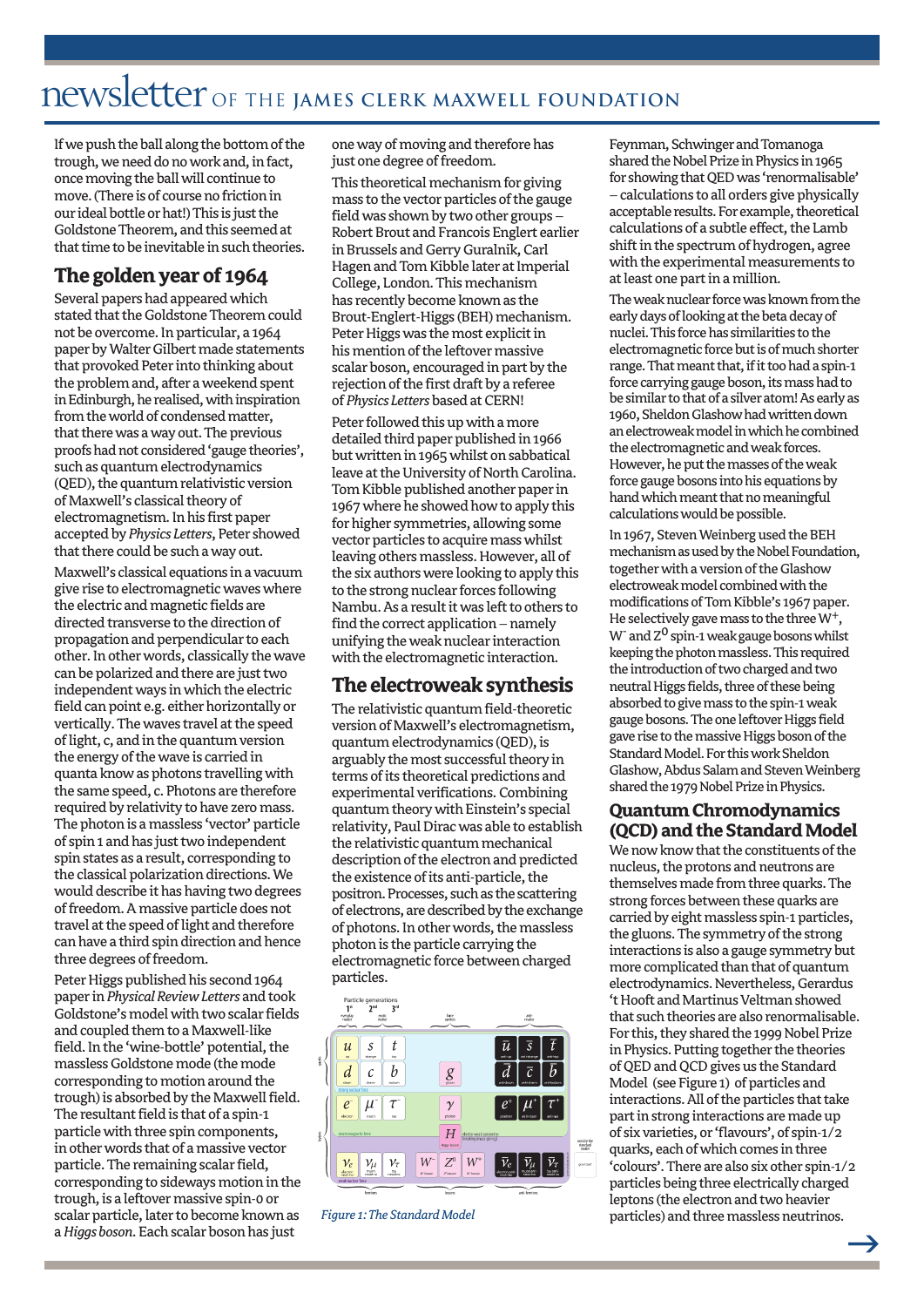If we push the ball along the bottom of the trough, we need do no work and, in fact, once moving the ball will continue to move. (There is of course no friction in our ideal bottle or hat!) This is just the Goldstone Theorem, and this seemed at that time to be inevitable in such theories.

## The golden year of 1964

Several papers had appeared which stated that the Goldstone Theorem could not be overcome. In particular, a 1964 paper by Walter Gilbert made statements that provoked Peter into thinking about the problem and, after a weekend spent in Edinburgh, he realised, with inspiration from the world of condensed matter, that there was a way out. The previous proofs had not considered 'gauge theories', such as quantum electrodynamics (QED), the quantum relativistic version of Maxwell's classical theory of electromagnetism. In his first paper accepted by *Physics Letters*, Peter showed that there could be such a way out.

Maxwell's classical equations in a vacuum give rise to electromagnetic waves where the electric and magnetic fields are directed transverse to the direction of propagation and perpendicular to each other. In other words, classically the wave can be polarized and there are just two independent ways in which the electric field can point e.g. either horizontally or vertically. The waves travel at the speed of light, c, and in the quantum version the energy of the wave is carried in quanta know as photons travelling with the same speed, c. Photons are therefore required by relativity to have zero mass. The photon is a massless 'vector' particle of spin 1 and has just two independent spin states as a result, corresponding to the classical polarization directions. We would describe it has having two degrees of freedom. A massive particle does not travel at the speed of light and therefore can have a third spin direction and hence three degrees of freedom.

Peter Higgs published his second 1964 paper in *Physical Review Letters* and took Goldstone's model with two scalar fields and coupled them to a Maxwell-like field. In the 'wine-bottle' potential, the massless Goldstone mode (the mode corresponding to motion around the trough) is absorbed by the Maxwell field. The resultant field is that of a spin-1 particle with three spin components, in other words that of a massive vector particle. The remaining scalar field, corresponding to sideways motion in the trough, is a leftover massive spin-0 or scalar particle, later to become known as a *Higgs boson*. Each scalar boson has just one way of moving and therefore has just one degree of freedom.

This theoretical mechanism for giving mass to the vector particles of the gauge field was shown by two other groups – Robert Brout and Francois Englert earlier in Brussels and Gerry Guralnik, Carl Hagen and Tom Kibble later at Imperial College, London. This mechanism has recently become known as the Brout-Englert-Higgs (BEH) mechanism. Peter Higgs was the most explicit in his mention of the leftover massive scalar boson, encouraged in part by the rejection of the first draft by a referee of *Physics Letters* based at CERN!

Peter followed this up with a more detailed third paper published in 1966 but written in 1965 whilst on sabbatical leave at the University of North Carolina. Tom Kibble published another paper in 1967 where he showed how to apply this for higher symmetries, allowing some vector particles to acquire mass whilst leaving others massless. However, all of the six authors were looking to apply this to the strong nuclear forces following Nambu. As a result it was left to others to find the correct application – namely unifying the weak nuclear interaction with the electromagnetic interaction.

## The electroweak synthesis

The relativistic quantum field-theoretic version of Maxwell's electromagnetism, quantum electrodynamics (QED), is arguably the most successful theory in terms of its theoretical predictions and experimental verifications. Combining quantum theory with Einstein's special relativity, Paul Dirac was able to establish the relativistic quantum mechanical description of the electron and predicted the existence of its anti-particle, the positron. Processes, such as the scattering of electrons, are described by the exchange of photons. In other words, the massless photon is the particle carrying the electromagnetic force between charged particles.

*Figure 1: The Standard Model*

Feynman, Schwinger and Tomanoga shared the Nobel Prize in Physics in 1965 for showing that QED was 'renormalisable' – calculations to all orders give physically acceptable results. For example, theoretical calculations of a subtle effect, the Lamb shift in the spectrum of hydrogen, agree with the experimental measurements to at least one part in a million.

The weak nuclear force was known from the early days of looking at the beta decay of nuclei. This force has similarities to the electromagnetic force but is of much shorter range. That meant that, if it too had a spin-1 force carrying gauge boson, its mass had to be similar to that of a silver atom! As early as 1960, Sheldon Glashow had written down an electroweak model in which he combined the electromagnetic and weak forces. However, he put the masses of the weak force gauge bosons into his equations by hand which meant that no meaningful calculations would be possible.

In 1967, Steven Weinberg used the BEH mechanism as used by the Nobel Foundation, together with a version of the Glashow electroweak model combined with the modifications of Tom Kibble's 1967 paper. He selectively gave mass to the three $W^+$, $W^-$ and $Z^0$ spin-1 weak gauge bosons whilst keeping the photon massless. This required the introduction of two charged and two neutral Higgs fields, three of these being absorbed to give mass to the spin-1 weak gauge bosons. The one leftover Higgs field gave rise to the massive Higgs boson of the Standard Model. For this work Sheldon Glashow, Abdus Salam and Steven Weinberg shared the 1979 Nobel Prize in Physics.

## Quantum Chromodynamics (QCD) and the Standard Model

We now know that the constituents of the nucleus, the protons and neutrons are themselves made from three quarks. The strong forces between these quarks are carried by eight massless spin-1 particles, the gluons. The symmetry of the strong interactions is also a gauge symmetry but more complicated than that of quantum electrodynamics. Nevertheless, Gerardus 't Hooft and Martinus Veltman showed that such theories are also renormalisable. For this, they shared the 1999 Nobel Prize in Physics. Putting together the theories of QED and QCD gives us the Standard Model (see Figure 1) of particles and interactions. All of the particles that take part in strong interactions are made up of six varieties, or 'flavours', of spin-1/2 quarks, each of which comes in three 'colours'. There are also six other spin-1/2 particles being three electrically charged leptons (the electron and two heavier particles) and three massless neutrinos.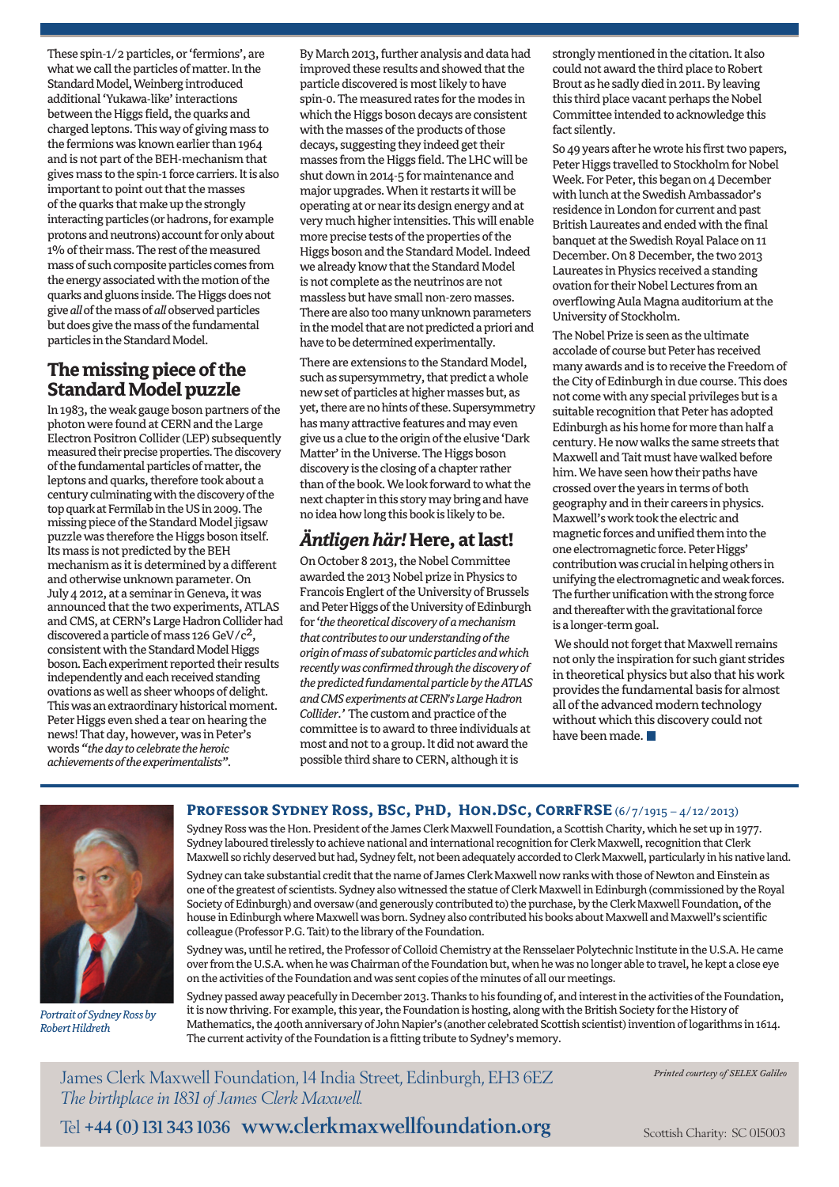These spin-1/2 particles, or 'fermions', are what we call the particles of matter. In the Standard Model, Weinberg introduced additional 'Yukawa-like' interactions between the Higgs field, the quarks and charged leptons. This way of giving mass to the fermions was known earlier than 1964 and is not part of the BEH-mechanism that gives mass to the spin-1 force carriers. It is also important to point out that the masses of the quarks that make up the strongly interacting particles (or hadrons, for example protons and neutrons) account for only about 1% of their mass. The rest of the measured mass of such composite particles comes from the energy associated with the motion of the quarks and gluons inside. The Higgs does not give *all* of the mass of *all* observed particles but does give the mass of the fundamental particles in the Standard Model.

## The missing piece of the Standard Model puzzle

In 1983, the weak gauge boson partners of the photon were found at CERN and the Large Electron Positron Collider (LEP) subsequently measured their precise properties. The discovery of the fundamental particles of matter, the leptons and quarks, therefore took about a century culminating with the discovery of the top quark at Fermilab in the US in 2009. The missing piece of the Standard Model jigsaw puzzle was therefore the Higgs boson itself. Its mass is not predicted by the BEH mechanism as it is determined by a different and otherwise unknown parameter. On July 4 2012, at a seminar in Geneva, it was announced that the two experiments, ATLAS and CMS, at CERN's Large Hadron Collider had discovered a particle of mass 126 GeV/$c^2$, consistent with the Standard Model Higgs boson. Each experiment reported their results independently and each received standing ovations as well as sheer whoops of delight. This was an extraordinary historical moment. Peter Higgs even shed a tear on hearing the news! That day, however, was in Peter's words *"the day to celebrate the heroic achievements of the experimentalists"*.

By March 2013, further analysis and data had improved these results and showed that the particle discovered is most likely to have spin-0. The measured rates for the modes in which the Higgs boson decays are consistent with the masses of the products of those decays, suggesting they indeed get their masses from the Higgs field. The LHC will be shut down in 2014-5 for maintenance and major upgrades. When it restarts it will be operating at or near its design energy and at very much higher intensities. This will enable more precise tests of the properties of the Higgs boson and the Standard Model. Indeed we already know that the Standard Model is not complete as the neutrinos are not massless but have small non-zero masses. There are also too many unknown parameters in the model that are not predicted a priori and have to be determined experimentally.

There are extensions to the Standard Model, such as supersymmetry, that predict a whole new set of particles at higher masses but, as yet, there are no hints of these. Supersymmetry has many attractive features and may even give us a clue to the origin of the elusive 'Dark Matter' in the Universe. The Higgs boson discovery is the closing of a chapter rather than of the book. We look forward to what the next chapter in this story may bring and have no idea how long this book is likely to be.

## *Äntligen här!* Here, at last!

On October 8 2013, the Nobel Committee awarded the 2013 Nobel prize in Physics to Francois Englert of the University of Brussels and Peter Higgs of the University of Edinburgh for *'the theoretical discovery of a mechanism that contributes to our understanding of the origin of mass of subatomic particles and which recently was confirmed through the discovery of the predicted fundamental particle by the ATLAS and CMS experiments at CERN's Large Hadron Collider.'* The custom and practice of the committee is to award to three individuals at most and not to a group. It did not award the possible third share to CERN, although it is strongly mentioned in the citation. It also could not award the third place to Robert Brout as he sadly died in 2011. By leaving this third place vacant perhaps the Nobel Committee intended to acknowledge this fact silently.

So 49 years after he wrote his first two papers, Peter Higgs travelled to Stockholm for Nobel Week. For Peter, this began on 4 December with lunch at the Swedish Ambassador's residence in London for current and past British Laureates and ended with the final banquet at the Swedish Royal Palace on 11 December. On 8 December, the two 2013 Laureates in Physics received a standing ovation for their Nobel Lectures from an overflowing Aula Magna auditorium at the University of Stockholm.

The Nobel Prize is seen as the ultimate accolade of course but Peter has received many awards and is to receive the Freedom of the City of Edinburgh in due course. This does not come with any special privileges but is a suitable recognition that Peter has adopted Edinburgh as his home for more than half a century. He now walks the same streets that Maxwell and Tait must have walked before him. We have seen how their paths have crossed over the years in terms of both geography and in their careers in physics. Maxwell's work took the electric and magnetic forces and unified them into the one electromagnetic force. Peter Higgs' contribution was crucial in helping others in unifying the electromagnetic and weak forces. The further unification with the strong force and thereafter with the gravitational force is a longer-term goal.

We should not forget that Maxwell remains not only the inspiration for such giant strides in theoretical physics but also that his work provides the fundamental basis for almost all of the advanced modern technology without which this discovery could not have been made.

## Professor Sydney Ross, BSc, PhD, Hon.DSc, CorrFRSE (6/7/1915 – 4/12/2013)

*Portrait of Sydney Ross by Robert Hildreth*

Sydney Ross was the Hon. President of the James Clerk Maxwell Foundation, a Scottish Charity, which he set up in 1977. Sydney laboured tirelessly to achieve national and international recognition for Clerk Maxwell, recognition that Clerk Maxwell so richly deserved but had, Sydney felt, not been adequately accorded to Clerk Maxwell, particularly in his native land.

Sydney can take substantial credit that the name of James Clerk Maxwell now ranks with those of Newton and Einstein as one of the greatest of scientists. Sydney also witnessed the statue of Clerk Maxwell in Edinburgh (commissioned by the Royal Society of Edinburgh) and oversaw (and generously contributed to) the purchase, by the Clerk Maxwell Foundation, of the house in Edinburgh where Maxwell was born. Sydney also contributed his books about Maxwell and Maxwell's scientific colleague (Professor P.G. Tait) to the library of the Foundation.

Sydney was, until he retired, the Professor of Colloid Chemistry at the Rensselaer Polytechnic Institute in the U.S.A. He came over from the U.S.A. when he was Chairman of the Foundation but, when he was no longer able to travel, he kept a close eye on the activities of the Foundation and was sent copies of the minutes of all our meetings.

Sydney passed away peacefully in December 2013. Thanks to his founding of, and interest in the activities of the Foundation, it is now thriving. For example, this year, the Foundation is hosting, along with the British Society for the History of Mathematics, the 400th anniversary of John Napier's (another celebrated Scottish scientist) invention of logarithms in 1614. The current activity of the Foundation is a fitting tribute to Sydney's memory.

James Clerk Maxwell Foundation, 14 India Street, Edinburgh, EH3 6EZ
*The birthplace in 1831 of James Clerk Maxwell.*

Tel **+44 (0) 131 343 1036** **www.clerkmaxwellfoundation.org**

*Printed courtesy of SELEX Galileo*

Scottish Charity: SC 015003